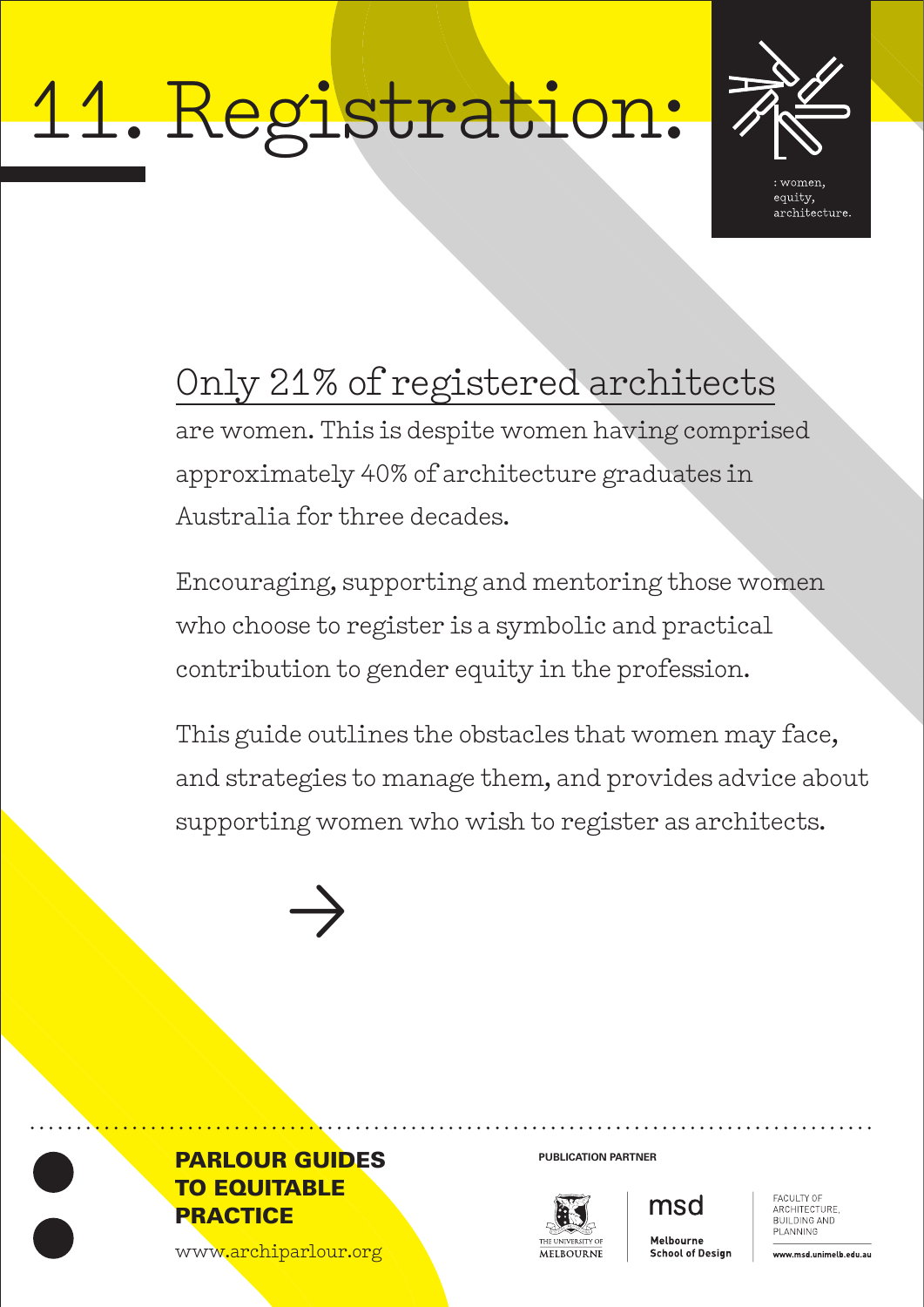# 11. Registration:

: women, equity, architecture.

Only 21% of registered architects are women. This is despite women having comprised approximately 40% of architecture graduates in Australia for three decades.

Encouraging, supporting and mentoring those women who choose to register is a symbolic and practical contribution to gender equity in the profession.

This guide outlines the obstacles that women may face, and strategies to manage them, and provides advice about supporting women who wish to register as architects.

→

**PARLOUR GUIDES TO EQUITABLE PRACTICE**

www.archiparlour.org

PUBLICATION PARTNER

THE UNIVERSITY OF MELBOURNE

msd Melbourne School of Design

FACULTY OF ARCHITECTURE, BUILDING AND PLANNING

www.msd.unimelb.edu.au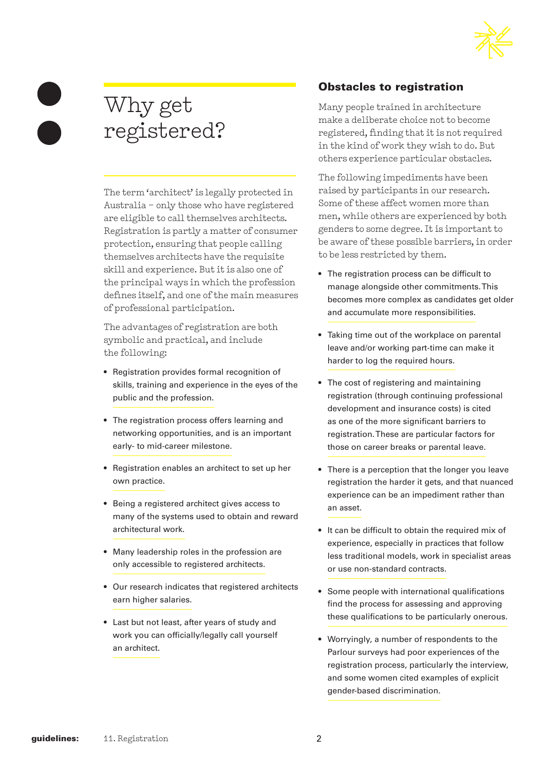# Why get registered?

The term 'architect' is legally protected in Australia – only those who have registered are eligible to call themselves architects. Registration is partly a matter of consumer protection, ensuring that people calling themselves architects have the requisite skill and experience. But it is also one of the principal ways in which the profession defines itself, and one of the main measures of professional participation.

The advantages of registration are both symbolic and practical, and include the following:

- Registration provides formal recognition of skills, training and experience in the eyes of the public and the profession.
- The registration process offers learning and networking opportunities, and is an important early- to mid-career milestone.
- Registration enables an architect to set up her own practice.
- Being a registered architect gives access to many of the systems used to obtain and reward architectural work.
- Many leadership roles in the profession are only accessible to registered architects.
- Our research indicates that registered architects earn higher salaries.
- Last but not least, after years of study and work you can officially/legally call yourself an architect.

## Obstacles to registration

Many people trained in architecture make a deliberate choice not to become registered, finding that it is not required in the kind of work they wish to do. But others experience particular obstacles.

The following impediments have been raised by participants in our research. Some of these affect women more than men, while others are experienced by both genders to some degree. It is important to be aware of these possible barriers, in order to be less restricted by them.

- The registration process can be difficult to manage alongside other commitments. This becomes more complex as candidates get older and accumulate more responsibilities.
- Taking time out of the workplace on parental leave and/or working part-time can make it harder to log the required hours.
- The cost of registering and maintaining registration (through continuing professional development and insurance costs) is cited as one of the more significant barriers to registration. These are particular factors for those on career breaks or parental leave.
- There is a perception that the longer you leave registration the harder it gets, and that nuanced experience can be an impediment rather than an asset.
- It can be difficult to obtain the required mix of experience, especially in practices that follow less traditional models, work in specialist areas or use non-standard contracts.
- Some people with international qualifications find the process for assessing and approving these qualifications to be particularly onerous.
- Worryingly, a number of respondents to the Parlour surveys had poor experiences of the registration process, particularly the interview, and some women cited examples of explicit gender-based discrimination.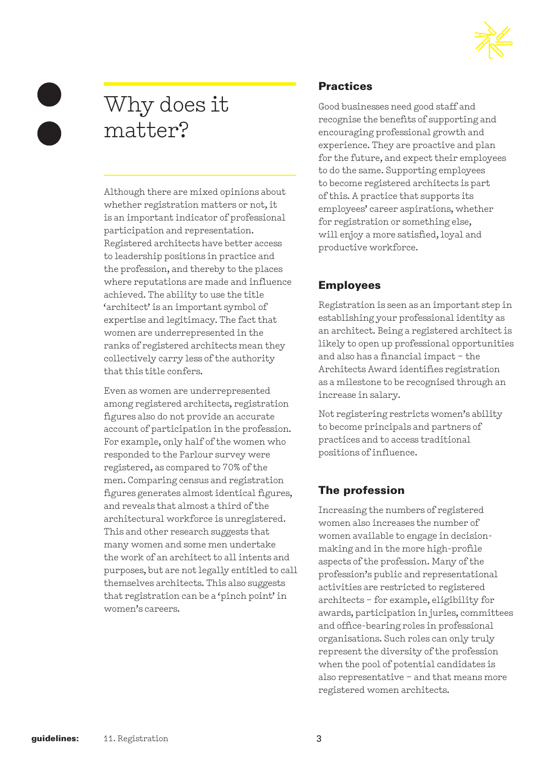## Why does it matter?

Although there are mixed opinions about whether registration matters or not, it is an important indicator of professional participation and representation. Registered architects have better access to leadership positions in practice and the profession, and thereby to the places where reputations are made and influence achieved. The ability to use the title 'architect' is an important symbol of expertise and legitimacy. The fact that women are underrepresented in the ranks of registered architects mean they collectively carry less of the authority that this title confers.

Even as women are underrepresented among registered architects, registration figures also do not provide an accurate account of participation in the profession. For example, only half of the women who responded to the Parlour survey were registered, as compared to 70% of the men. Comparing census and registration figures generates almost identical figures, and reveals that almost a third of the architectural workforce is unregistered. This and other research suggests that many women and some men undertake the work of an architect to all intents and purposes, but are not legally entitled to call themselves architects. This also suggests that registration can be a 'pinch point' in women's careers.

### Practices

Good businesses need good staff and recognise the benefits of supporting and encouraging professional growth and experience. They are proactive and plan for the future, and expect their employees to do the same. Supporting employees to become registered architects is part of this. A practice that supports its employees' career aspirations, whether for registration or something else, will enjoy a more satisfied, loyal and productive workforce.

### Employees

Registration is seen as an important step in establishing your professional identity as an architect. Being a registered architect is likely to open up professional opportunities and also has a financial impact – the Architects Award identifies registration as a milestone to be recognised through an increase in salary.

Not registering restricts women's ability to become principals and partners of practices and to access traditional positions of influence.

### The profession

Increasing the numbers of registered women also increases the number of women available to engage in decision-making and in the more high-profile aspects of the profession. Many of the profession's public and representational activities are restricted to registered architects – for example, eligibility for awards, participation in juries, committees and office-bearing roles in professional organisations. Such roles can only truly represent the diversity of the profession when the pool of potential candidates is also representative – and that means more registered women architects.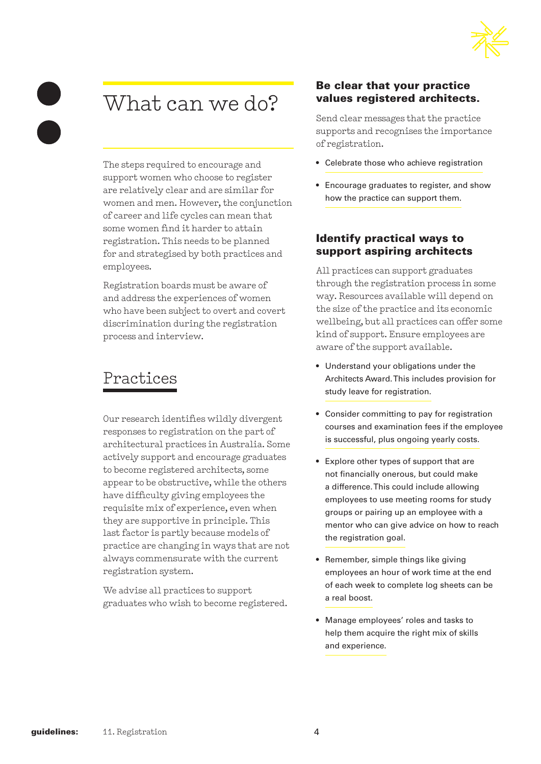# What can we do?

The steps required to encourage and support women who choose to register are relatively clear and are similar for women and men. However, the conjunction of career and life cycles can mean that some women find it harder to attain registration. This needs to be planned for and strategised by both practices and employees.

Registration boards must be aware of and address the experiences of women who have been subject to overt and covert discrimination during the registration process and interview.

## Practices

Our research identifies wildly divergent responses to registration on the part of architectural practices in Australia. Some actively support and encourage graduates to become registered architects, some appear to be obstructive, while the others have difficulty giving employees the requisite mix of experience, even when they are supportive in principle. This last factor is partly because models of practice are changing in ways that are not always commensurate with the current registration system.

We advise all practices to support graduates who wish to become registered.

### Be clear that your practice values registered architects.

Send clear messages that the practice supports and recognises the importance of registration.

- Celebrate those who achieve registration
- Encourage graduates to register, and show how the practice can support them.

### Identify practical ways to support aspiring architects

All practices can support graduates through the registration process in some way. Resources available will depend on the size of the practice and its economic wellbeing, but all practices can offer some kind of support. Ensure employees are aware of the support available.

- Understand your obligations under the Architects Award. This includes provision for study leave for registration.
- Consider committing to pay for registration courses and examination fees if the employee is successful, plus ongoing yearly costs.
- Explore other types of support that are not financially onerous, but could make a difference. This could include allowing employees to use meeting rooms for study groups or pairing up an employee with a mentor who can give advice on how to reach the registration goal.
- Remember, simple things like giving employees an hour of work time at the end of each week to complete log sheets can be a real boost.
- Manage employees' roles and tasks to help them acquire the right mix of skills and experience.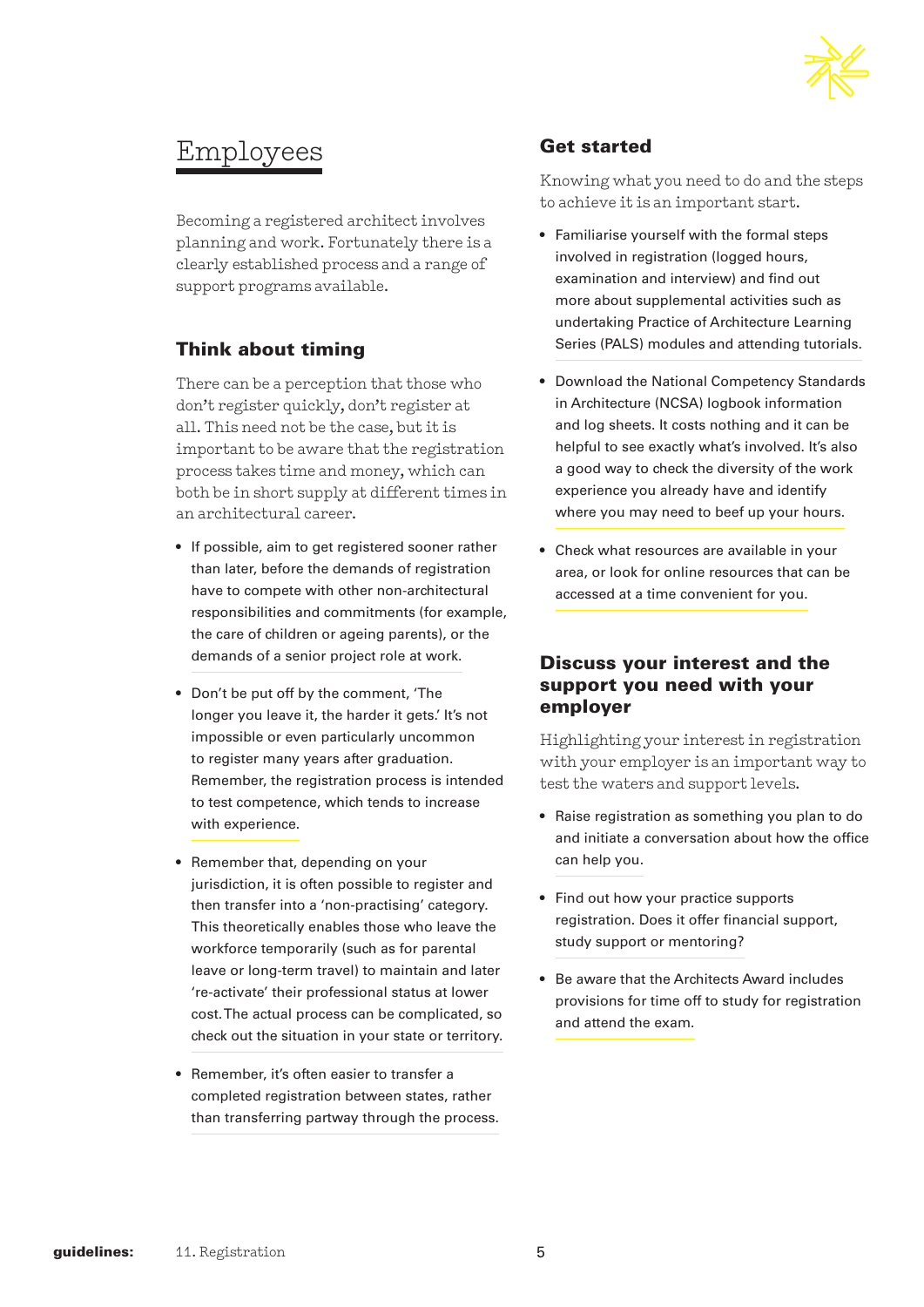# Employees

Becoming a registered architect involves planning and work. Fortunately there is a clearly established process and a range of support programs available.

## Think about timing

There can be a perception that those who don't register quickly, don't register at all. This need not be the case, but it is important to be aware that the registration process takes time and money, which can both be in short supply at different times in an architectural career.

- If possible, aim to get registered sooner rather than later, before the demands of registration have to compete with other non-architectural responsibilities and commitments (for example, the care of children or ageing parents), or the demands of a senior project role at work.
- Don't be put off by the comment, 'The longer you leave it, the harder it gets.' It's not impossible or even particularly uncommon to register many years after graduation. Remember, the registration process is intended to test competence, which tends to increase with experience.
- Remember that, depending on your jurisdiction, it is often possible to register and then transfer into a 'non-practising' category. This theoretically enables those who leave the workforce temporarily (such as for parental leave or long-term travel) to maintain and later 're-activate' their professional status at lower cost. The actual process can be complicated, so check out the situation in your state or territory.
- Remember, it's often easier to transfer a completed registration between states, rather than transferring partway through the process.

## Get started

Knowing what you need to do and the steps to achieve it is an important start.

- Familiarise yourself with the formal steps involved in registration (logged hours, examination and interview) and find out more about supplemental activities such as undertaking Practice of Architecture Learning Series (PALS) modules and attending tutorials.
- Download the National Competency Standards in Architecture (NCSA) logbook information and log sheets. It costs nothing and it can be helpful to see exactly what's involved. It's also a good way to check the diversity of the work experience you already have and identify where you may need to beef up your hours.
- Check what resources are available in your area, or look for online resources that can be accessed at a time convenient for you.

## Discuss your interest and the support you need with your employer

Highlighting your interest in registration with your employer is an important way to test the waters and support levels.

- Raise registration as something you plan to do and initiate a conversation about how the office can help you.
- Find out how your practice supports registration. Does it offer financial support, study support or mentoring?
- Be aware that the Architects Award includes provisions for time off to study for registration and attend the exam.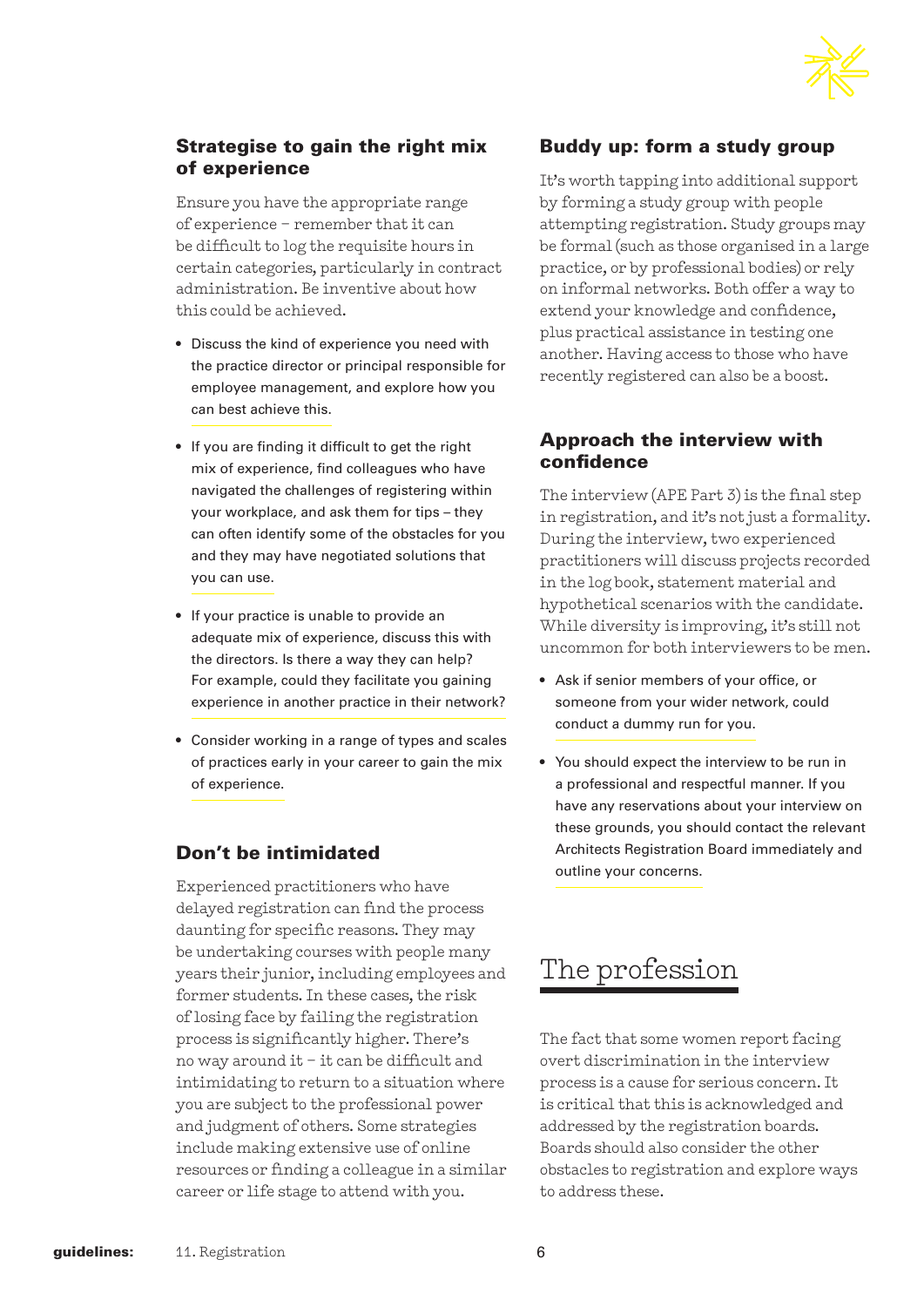### Strategise to gain the right mix of experience

Ensure you have the appropriate range of experience – remember that it can be difficult to log the requisite hours in certain categories, particularly in contract administration. Be inventive about how this could be achieved.

- Discuss the kind of experience you need with the practice director or principal responsible for employee management, and explore how you can best achieve this.
- If you are finding it difficult to get the right mix of experience, find colleagues who have navigated the challenges of registering within your workplace, and ask them for tips – they can often identify some of the obstacles for you and they may have negotiated solutions that you can use.
- If your practice is unable to provide an adequate mix of experience, discuss this with the directors. Is there a way they can help? For example, could they facilitate you gaining experience in another practice in their network?
- Consider working in a range of types and scales of practices early in your career to gain the mix of experience.

### Don't be intimidated

Experienced practitioners who have delayed registration can find the process daunting for specific reasons. They may be undertaking courses with people many years their junior, including employees and former students. In these cases, the risk of losing face by failing the registration process is significantly higher. There's no way around it – it can be difficult and intimidating to return to a situation where you are subject to the professional power and judgment of others. Some strategies include making extensive use of online resources or finding a colleague in a similar career or life stage to attend with you.

### Buddy up: form a study group

It's worth tapping into additional support by forming a study group with people attempting registration. Study groups may be formal (such as those organised in a large practice, or by professional bodies) or rely on informal networks. Both offer a way to extend your knowledge and confidence, plus practical assistance in testing one another. Having access to those who have recently registered can also be a boost.

### Approach the interview with confidence

The interview (APE Part 3) is the final step in registration, and it's not just a formality. During the interview, two experienced practitioners will discuss projects recorded in the log book, statement material and hypothetical scenarios with the candidate. While diversity is improving, it's still not uncommon for both interviewers to be men.

- Ask if senior members of your office, or someone from your wider network, could conduct a dummy run for you.
- You should expect the interview to be run in a professional and respectful manner. If you have any reservations about your interview on these grounds, you should contact the relevant Architects Registration Board immediately and outline your concerns.

## The profession

The fact that some women report facing overt discrimination in the interview process is a cause for serious concern. It is critical that this is acknowledged and addressed by the registration boards. Boards should also consider the other obstacles to registration and explore ways to address these.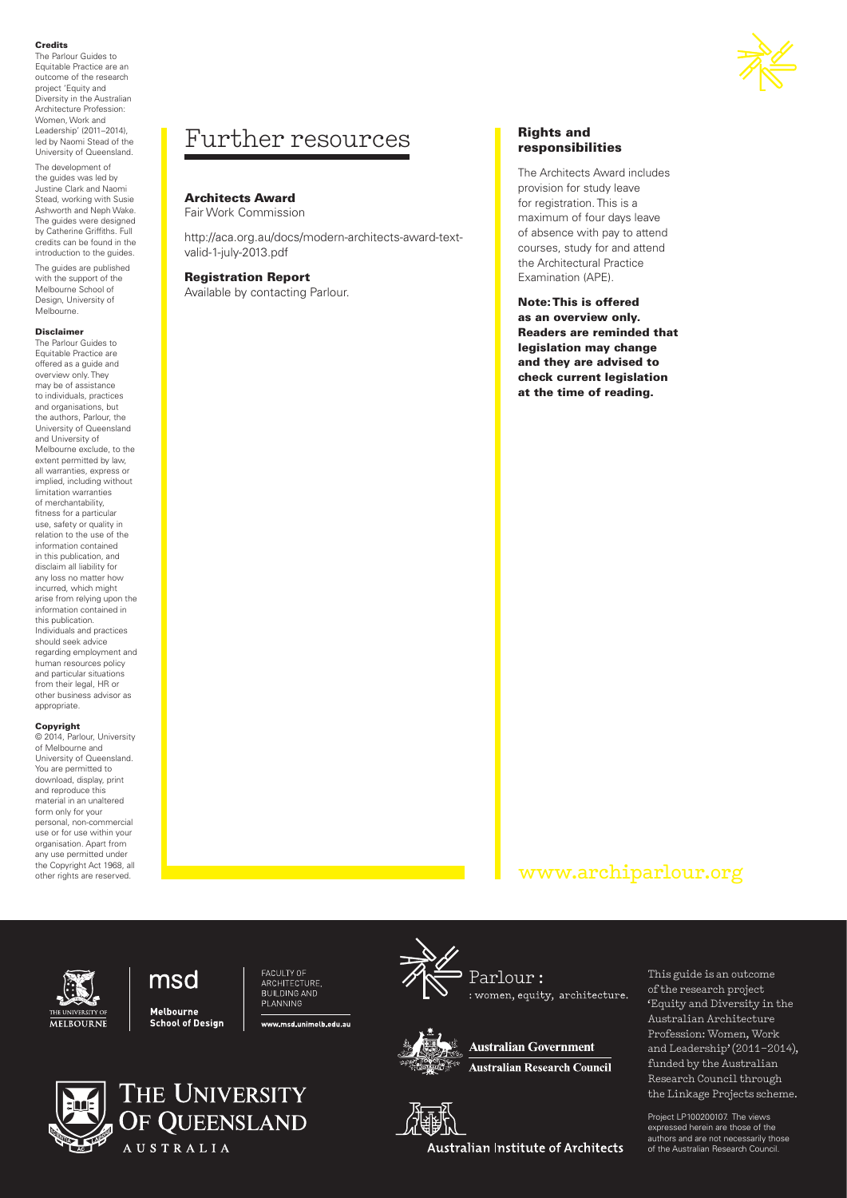**Credits**

The Parlour Guides to Equitable Practice are an outcome of the research project 'Equity and Diversity in the Australian Architecture Profession: Women, Work and Leadership' (2011–2014), led by Naomi Stead of the University of Queensland.

The development of the guides was led by Justine Clark and Naomi Stead, working with Susie Ashworth and Neph Wake. The guides were designed by Catherine Griffiths. Full credits can be found in the introduction to the guides.

The guides are published with the support of the Melbourne School of Design, University of Melbourne.

**Disclaimer**

The Parlour Guides to Equitable Practice are offered as a guide and overview only. They may be of assistance to individuals, practices and organisations, but the authors, Parlour, the University of Queensland and University of Melbourne exclude, to the extent permitted by law, all warranties, express or implied, including without limitation warranties of merchantability, fitness for a particular use, safety or quality in relation to the use of the information contained in this publication, and disclaim all liability for any loss no matter how incurred, which might arise from relying upon the information contained in this publication. Individuals and practices should seek advice regarding employment and human resources policy and particular situations from their legal, HR or other business advisor as appropriate.

**Copyright**

© 2014, Parlour, University of Melbourne and University of Queensland. You are permitted to download, display, print and reproduce this material in an unaltered form only for your personal, non-commercial use or for use within your organisation. Apart from any use permitted under the Copyright Act 1968, all other rights are reserved.

# Further resources

### Architects Award

Fair Work Commission

http://aca.org.au/docs/modern-architects-award-text-valid-1-july-2013.pdf

### Registration Report

Available by contacting Parlour.

### Rights and responsibilities

The Architects Award includes provision for study leave for registration. This is a maximum of four days leave of absence with pay to attend courses, study for and attend the Architectural Practice Examination (APE).

**Note: This is offered as an overview only. Readers are reminded that legislation may change and they are advised to check current legislation at the time of reading.**

www.archiparlour.org

msd Melbourne School of Design — Faculty of Architecture, Building and Planning — www.msd.unimelb.edu.au

The University of Melbourne

The University of Queensland Australia

Parlour : : women, equity, architecture.

Australian Government — Australian Research Council

Australian Institute of Architects

This guide is an outcome of the research project 'Equity and Diversity in the Australian Architecture Profession: Women, Work and Leadership' (2011–2014), funded by the Australian Research Council through the Linkage Projects scheme.

Project LP100200107. The views expressed herein are those of the authors and are not necessarily those of the Australian Research Council.